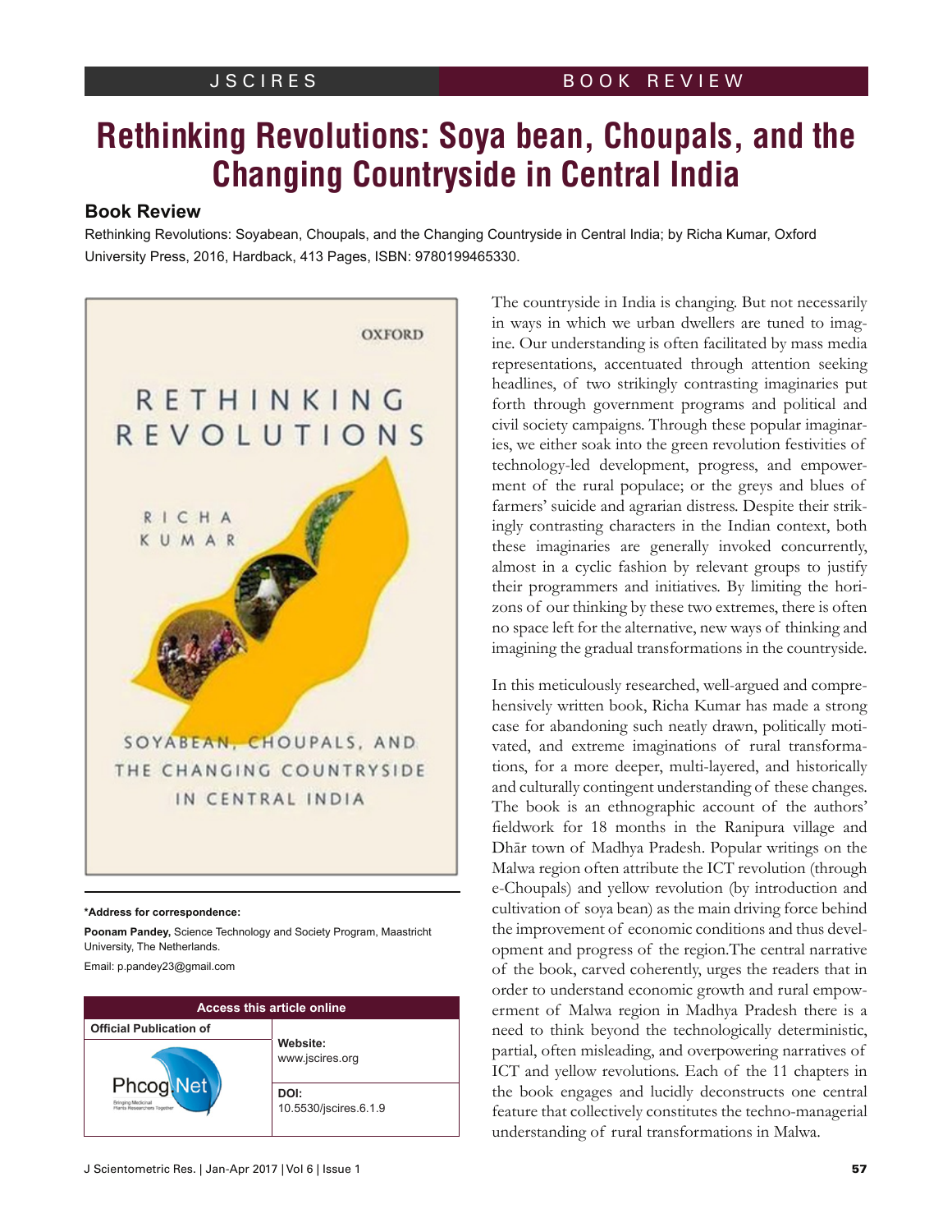# Rethinking Revolutions: Soya bean, Choupals, and the Changing Countryside in Central India

## Book Review

Rethinking Revolutions: Soyabean, Choupals, and the Changing Countryside in Central India; by Richa Kumar, Oxford University Press, 2016, Hardback, 413 Pages, ISBN: 9780199465330.

The countryside in India is changing. But not necessarily in ways in which we urban dwellers are tuned to imagine. Our understanding is often facilitated by mass media representations, accentuated through attention seeking headlines, of two strikingly contrasting imaginaries put forth through government programs and political and civil society campaigns. Through these popular imaginaries, we either soak into the green revolution festivities of technology-led development, progress, and empowerment of the rural populace; or the greys and blues of farmers' suicide and agrarian distress. Despite their strikingly contrasting characters in the Indian context, both these imaginaries are generally invoked concurrently, almost in a cyclic fashion by relevant groups to justify their programmers and initiatives. By limiting the horizons of our thinking by these two extremes, there is often no space left for the alternative, new ways of thinking and imagining the gradual transformations in the countryside.

In this meticulously researched, well-argued and comprehensively written book, Richa Kumar has made a strong case for abandoning such neatly drawn, politically motivated, and extreme imaginations of rural transformations, for a more deeper, multi-layered, and historically and culturally contingent understanding of these changes. The book is an ethnographic account of the authors' fieldwork for 18 months in the Ranipura village and Dhār town of Madhya Pradesh. Popular writings on the Malwa region often attribute the ICT revolution (through e-Choupals) and yellow revolution (by introduction and cultivation of soya bean) as the main driving force behind the improvement of economic conditions and thus development and progress of the region.The central narrative of the book, carved coherently, urges the readers that in order to understand economic growth and rural empowerment of Malwa region in Madhya Pradesh there is a need to think beyond the technologically deterministic, partial, often misleading, and overpowering narratives of ICT and yellow revolutions. Each of the 11 chapters in the book engages and lucidly deconstructs one central feature that collectively constitutes the techno-managerial understanding of rural transformations in Malwa.

**\*Address for correspondence:**

**Poonam Pandey,** Science Technology and Society Program, Maastricht University, The Netherlands.

Email: p.pandey23@gmail.com

| Access this article online | |
|---|---|
| Official Publication of Phcog.Net | **Website:** www.jscires.org |
| | **DOI:** 10.5530/jscires.6.1.9 |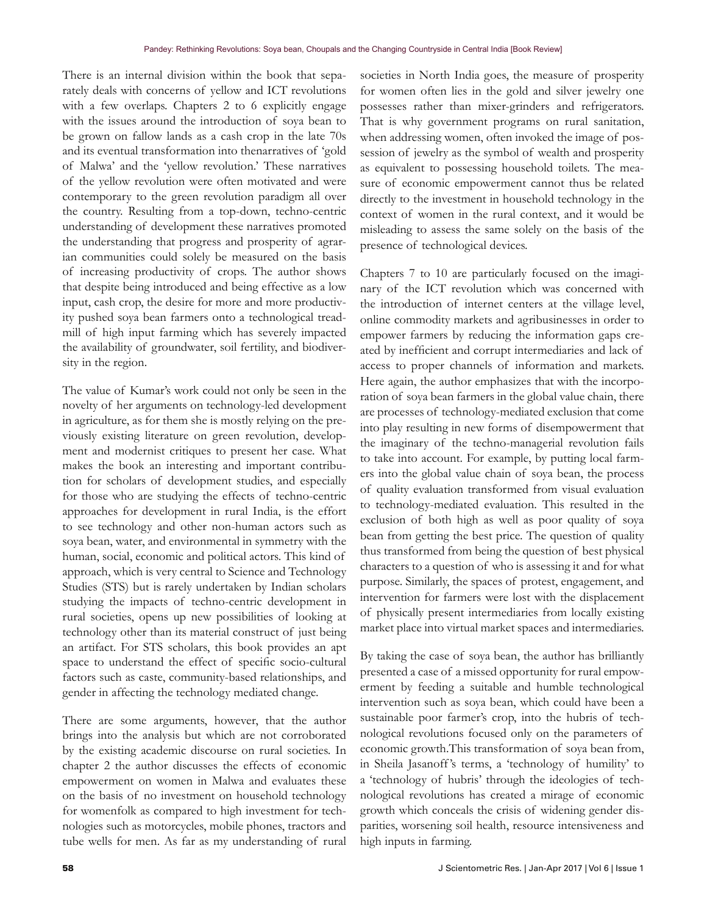There is an internal division within the book that separately deals with concerns of yellow and ICT revolutions with a few overlaps. Chapters 2 to 6 explicitly engage with the issues around the introduction of soya bean to be grown on fallow lands as a cash crop in the late 70s and its eventual transformation into thenarratives of 'gold of Malwa' and the 'yellow revolution.' These narratives of the yellow revolution were often motivated and were contemporary to the green revolution paradigm all over the country. Resulting from a top-down, techno-centric understanding of development these narratives promoted the understanding that progress and prosperity of agrarian communities could solely be measured on the basis of increasing productivity of crops. The author shows that despite being introduced and being effective as a low input, cash crop, the desire for more and more productivity pushed soya bean farmers onto a technological treadmill of high input farming which has severely impacted the availability of groundwater, soil fertility, and biodiversity in the region.

The value of Kumar's work could not only be seen in the novelty of her arguments on technology-led development in agriculture, as for them she is mostly relying on the previously existing literature on green revolution, development and modernist critiques to present her case. What makes the book an interesting and important contribution for scholars of development studies, and especially for those who are studying the effects of techno-centric approaches for development in rural India, is the effort to see technology and other non-human actors such as soya bean, water, and environmental in symmetry with the human, social, economic and political actors. This kind of approach, which is very central to Science and Technology Studies (STS) but is rarely undertaken by Indian scholars studying the impacts of techno-centric development in rural societies, opens up new possibilities of looking at technology other than its material construct of just being an artifact. For STS scholars, this book provides an apt space to understand the effect of specific socio-cultural factors such as caste, community-based relationships, and gender in affecting the technology mediated change.

There are some arguments, however, that the author brings into the analysis but which are not corroborated by the existing academic discourse on rural societies. In chapter 2 the author discusses the effects of economic empowerment on women in Malwa and evaluates these on the basis of no investment on household technology for womenfolk as compared to high investment for technologies such as motorcycles, mobile phones, tractors and tube wells for men. As far as my understanding of rural societies in North India goes, the measure of prosperity for women often lies in the gold and silver jewelry one possesses rather than mixer-grinders and refrigerators. That is why government programs on rural sanitation, when addressing women, often invoked the image of possession of jewelry as the symbol of wealth and prosperity as equivalent to possessing household toilets. The measure of economic empowerment cannot thus be related directly to the investment in household technology in the context of women in the rural context, and it would be misleading to assess the same solely on the basis of the presence of technological devices.

Chapters 7 to 10 are particularly focused on the imaginary of the ICT revolution which was concerned with the introduction of internet centers at the village level, online commodity markets and agribusinesses in order to empower farmers by reducing the information gaps created by inefficient and corrupt intermediaries and lack of access to proper channels of information and markets. Here again, the author emphasizes that with the incorporation of soya bean farmers in the global value chain, there are processes of technology-mediated exclusion that come into play resulting in new forms of disempowerment that the imaginary of the techno-managerial revolution fails to take into account. For example, by putting local farmers into the global value chain of soya bean, the process of quality evaluation transformed from visual evaluation to technology-mediated evaluation. This resulted in the exclusion of both high as well as poor quality of soya bean from getting the best price. The question of quality thus transformed from being the question of best physical characters to a question of who is assessing it and for what purpose. Similarly, the spaces of protest, engagement, and intervention for farmers were lost with the displacement of physically present intermediaries from locally existing market place into virtual market spaces and intermediaries.

By taking the case of soya bean, the author has brilliantly presented a case of a missed opportunity for rural empowerment by feeding a suitable and humble technological intervention such as soya bean, which could have been a sustainable poor farmer's crop, into the hubris of technological revolutions focused only on the parameters of economic growth.This transformation of soya bean from, in Sheila Jasanoff's terms, a 'technology of humility' to a 'technology of hubris' through the ideologies of technological revolutions has created a mirage of economic growth which conceals the crisis of widening gender disparities, worsening soil health, resource intensiveness and high inputs in farming.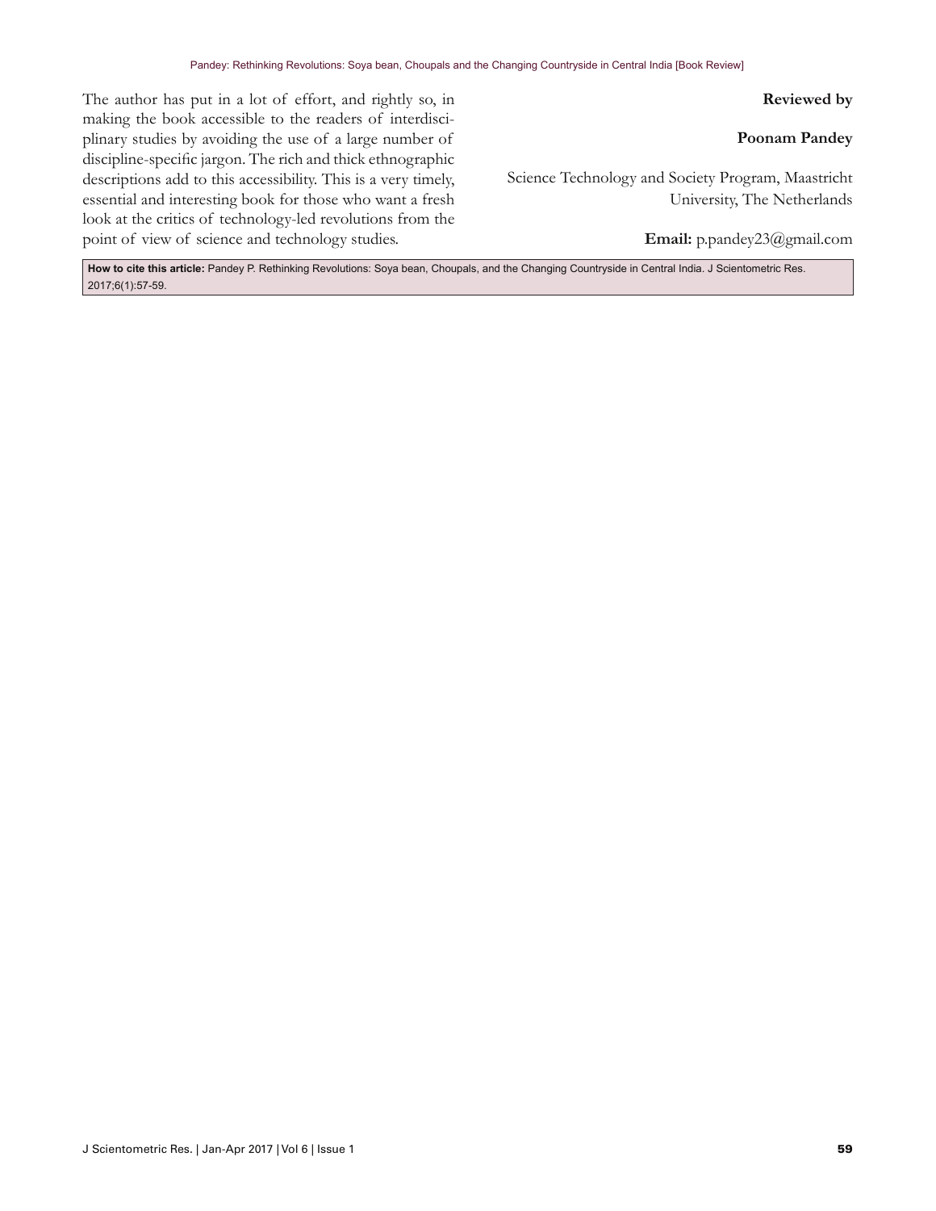The author has put in a lot of effort, and rightly so, in making the book accessible to the readers of interdisciplinary studies by avoiding the use of a large number of discipline-specific jargon. The rich and thick ethnographic descriptions add to this accessibility. This is a very timely, essential and interesting book for those who want a fresh look at the critics of technology-led revolutions from the point of view of science and technology studies.

**Reviewed by**

**Poonam Pandey**

Science Technology and Society Program, Maastricht University, The Netherlands

**Email:** p.pandey23@gmail.com

**How to cite this article:** Pandey P. Rethinking Revolutions: Soya bean, Choupals, and the Changing Countryside in Central India. J Scientometric Res. 2017;6(1):57-59.